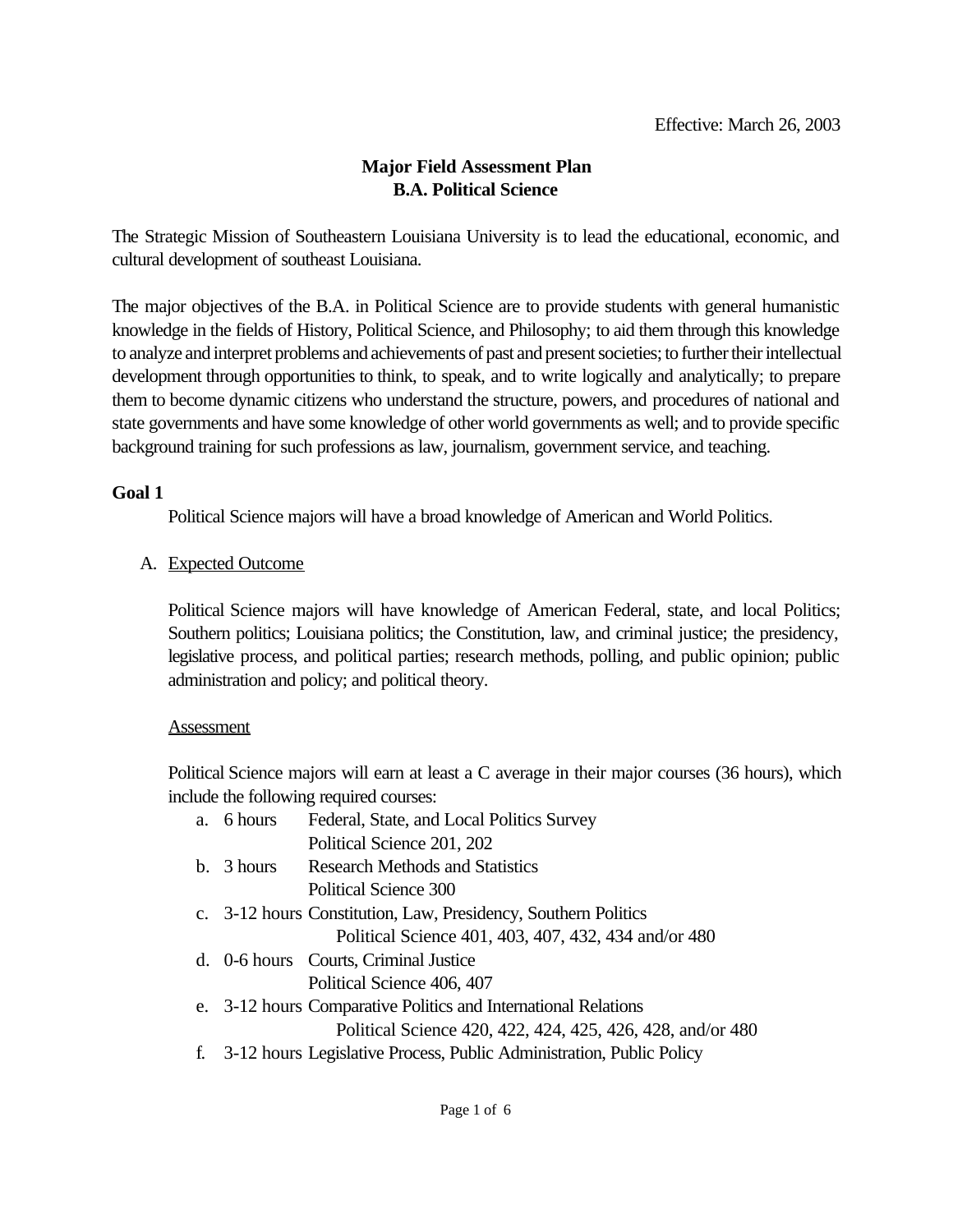Effective: March 26, 2003

# Major Field Assessment Plan
# B.A. Political Science

The Strategic Mission of Southeastern Louisiana University is to lead the educational, economic, and cultural development of southeast Louisiana.

The major objectives of the B.A. in Political Science are to provide students with general humanistic knowledge in the fields of History, Political Science, and Philosophy; to aid them through this knowledge to analyze and interpret problems and achievements of past and present societies; to further their intellectual development through opportunities to think, to speak, and to write logically and analytically; to prepare them to become dynamic citizens who understand the structure, powers, and procedures of national and state governments and have some knowledge of other world governments as well; and to provide specific background training for such professions as law, journalism, government service, and teaching.

**Goal 1**

Political Science majors will have a broad knowledge of American and World Politics.

A. Expected Outcome

Political Science majors will have knowledge of American Federal, state, and local Politics; Southern politics; Louisiana politics; the Constitution, law, and criminal justice; the presidency, legislative process, and political parties; research methods, polling, and public opinion; public administration and policy; and political theory.

Assessment

Political Science majors will earn at least a C average in their major courses (36 hours), which include the following required courses:

a. 6 hours Federal, State, and Local Politics Survey
   Political Science 201, 202
b. 3 hours Research Methods and Statistics
   Political Science 300
c. 3-12 hours Constitution, Law, Presidency, Southern Politics
   Political Science 401, 403, 407, 432, 434 and/or 480
d. 0-6 hours Courts, Criminal Justice
   Political Science 406, 407
e. 3-12 hours Comparative Politics and International Relations
   Political Science 420, 422, 424, 425, 426, 428, and/or 480
f. 3-12 hours Legislative Process, Public Administration, Public Policy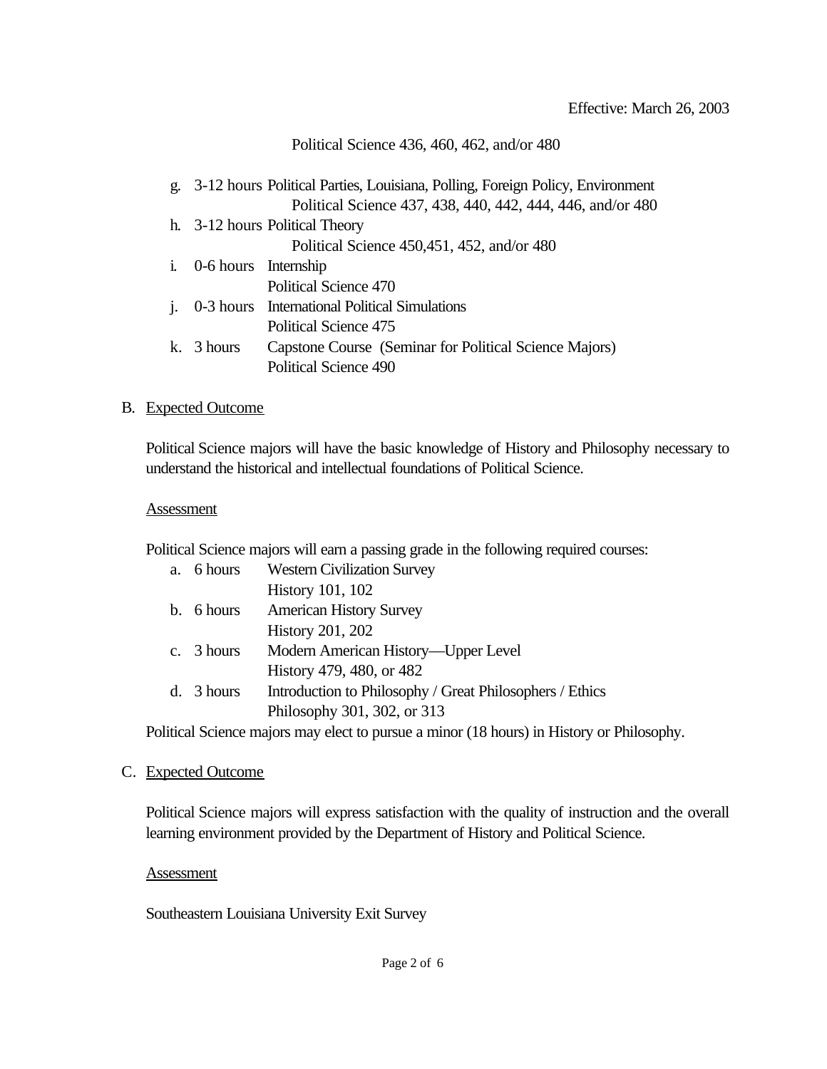Effective: March 26, 2003

Political Science 436, 460, 462, and/or 480

g. 3-12 hours Political Parties, Louisiana, Polling, Foreign Policy, Environment
   Political Science 437, 438, 440, 442, 444, 446, and/or 480
h. 3-12 hours Political Theory
   Political Science 450,451, 452, and/or 480
i. 0-6 hours Internship
   Political Science 470
j. 0-3 hours International Political Simulations
   Political Science 475
k. 3 hours Capstone Course (Seminar for Political Science Majors)
   Political Science 490

B. Expected Outcome

Political Science majors will have the basic knowledge of History and Philosophy necessary to understand the historical and intellectual foundations of Political Science.

Assessment

Political Science majors will earn a passing grade in the following required courses:

a. 6 hours Western Civilization Survey
   History 101, 102
b. 6 hours American History Survey
   History 201, 202
c. 3 hours Modern American History—Upper Level
   History 479, 480, or 482
d. 3 hours Introduction to Philosophy / Great Philosophers / Ethics
   Philosophy 301, 302, or 313

Political Science majors may elect to pursue a minor (18 hours) in History or Philosophy.

C. Expected Outcome

Political Science majors will express satisfaction with the quality of instruction and the overall learning environment provided by the Department of History and Political Science.

Assessment

Southeastern Louisiana University Exit Survey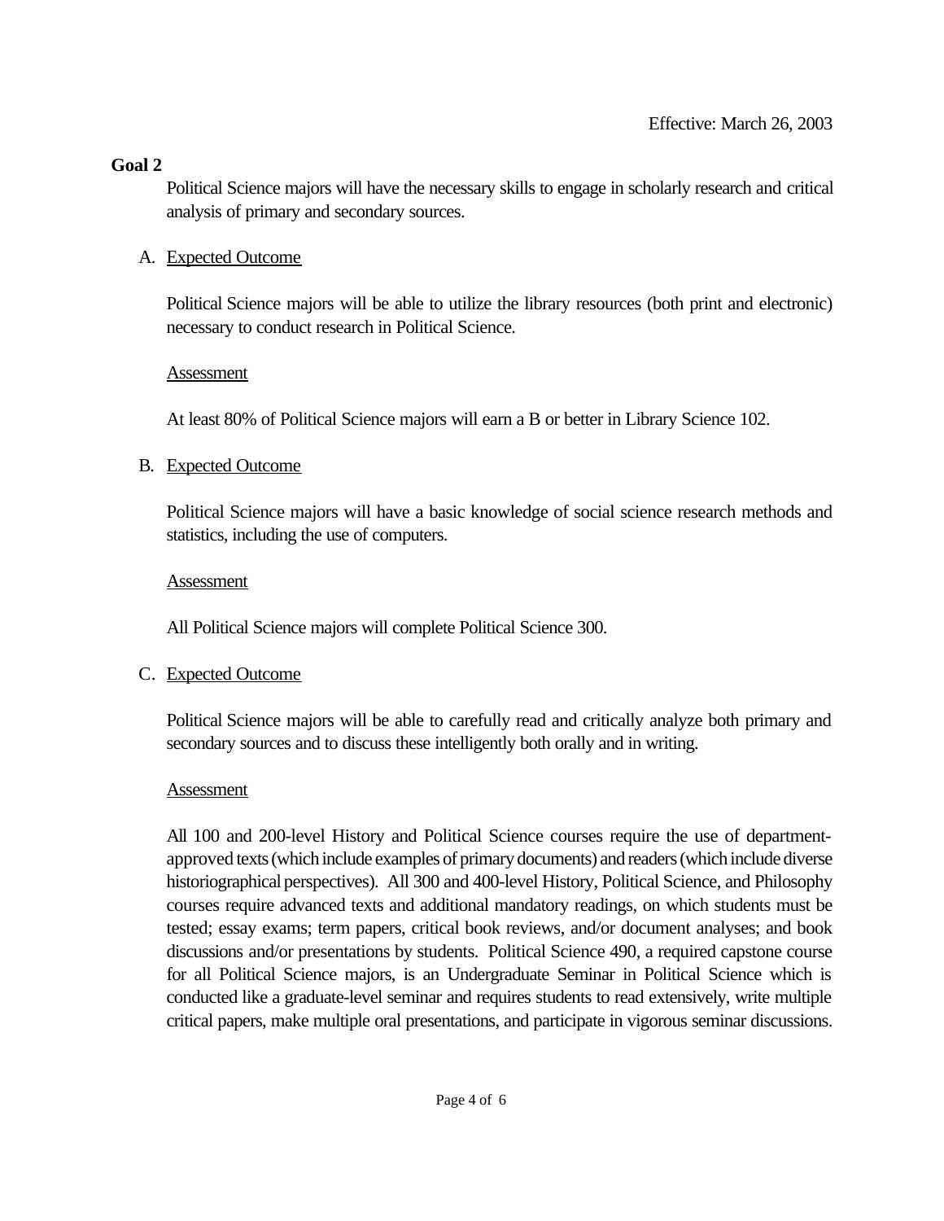Effective: March 26, 2003

**Goal 2**

Political Science majors will have the necessary skills to engage in scholarly research and critical analysis of primary and secondary sources.

A. Expected Outcome

Political Science majors will be able to utilize the library resources (both print and electronic) necessary to conduct research in Political Science.

Assessment

At least 80% of Political Science majors will earn a B or better in Library Science 102.

B. Expected Outcome

Political Science majors will have a basic knowledge of social science research methods and statistics, including the use of computers.

Assessment

All Political Science majors will complete Political Science 300.

C. Expected Outcome

Political Science majors will be able to carefully read and critically analyze both primary and secondary sources and to discuss these intelligently both orally and in writing.

Assessment

All 100 and 200-level History and Political Science courses require the use of department-approved texts (which include examples of primary documents) and readers (which include diverse historiographical perspectives). All 300 and 400-level History, Political Science, and Philosophy courses require advanced texts and additional mandatory readings, on which students must be tested; essay exams; term papers, critical book reviews, and/or document analyses; and book discussions and/or presentations by students. Political Science 490, a required capstone course for all Political Science majors, is an Undergraduate Seminar in Political Science which is conducted like a graduate-level seminar and requires students to read extensively, write multiple critical papers, make multiple oral presentations, and participate in vigorous seminar discussions.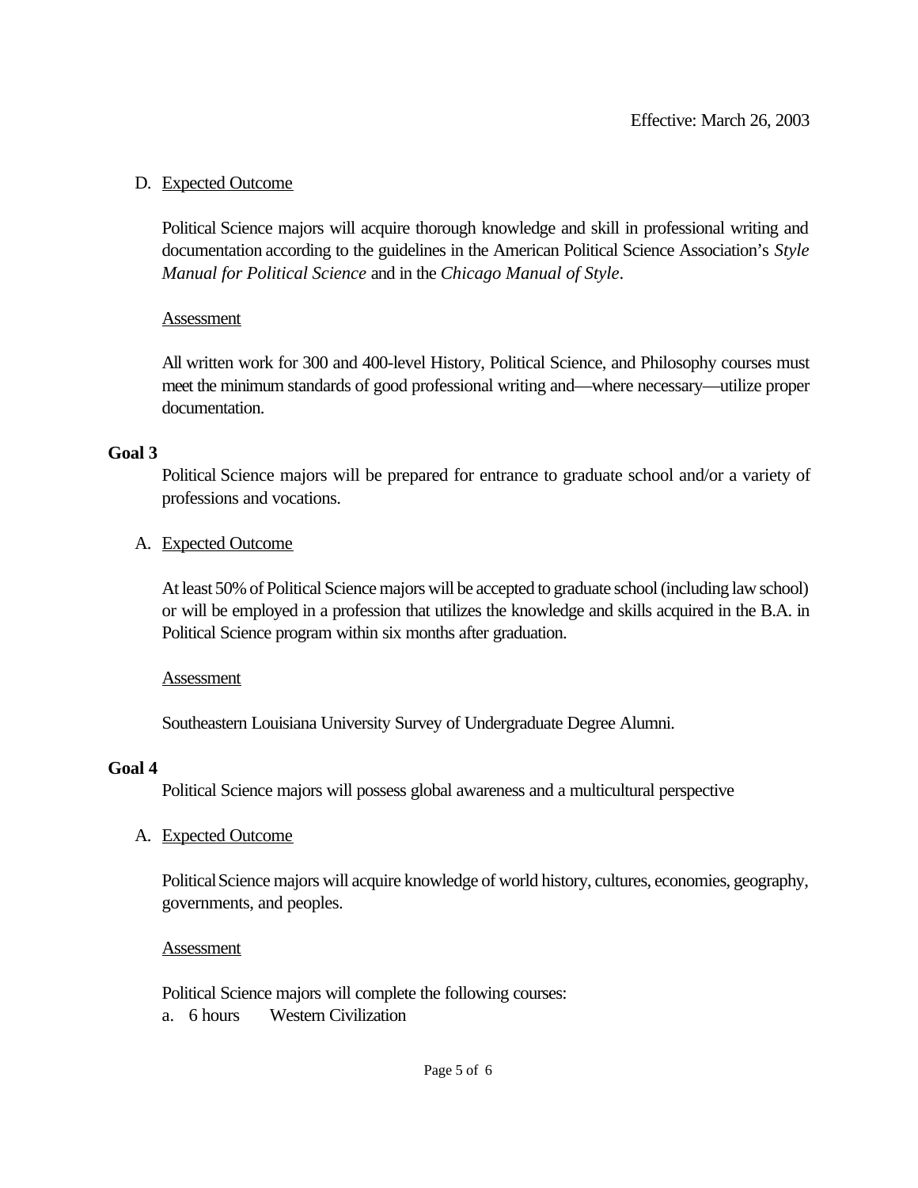Effective: March 26, 2003

D. Expected Outcome

Political Science majors will acquire thorough knowledge and skill in professional writing and documentation according to the guidelines in the American Political Science Association's *Style Manual for Political Science* and in the *Chicago Manual of Style*.

Assessment

All written work for 300 and 400-level History, Political Science, and Philosophy courses must meet the minimum standards of good professional writing and—where necessary—utilize proper documentation.

**Goal 3**

Political Science majors will be prepared for entrance to graduate school and/or a variety of professions and vocations.

A. Expected Outcome

At least 50% of Political Science majors will be accepted to graduate school (including law school) or will be employed in a profession that utilizes the knowledge and skills acquired in the B.A. in Political Science program within six months after graduation.

Assessment

Southeastern Louisiana University Survey of Undergraduate Degree Alumni.

**Goal 4**

Political Science majors will possess global awareness and a multicultural perspective

A. Expected Outcome

Political Science majors will acquire knowledge of world history, cultures, economies, geography, governments, and peoples.

Assessment

Political Science majors will complete the following courses:

a. 6 hours Western Civilization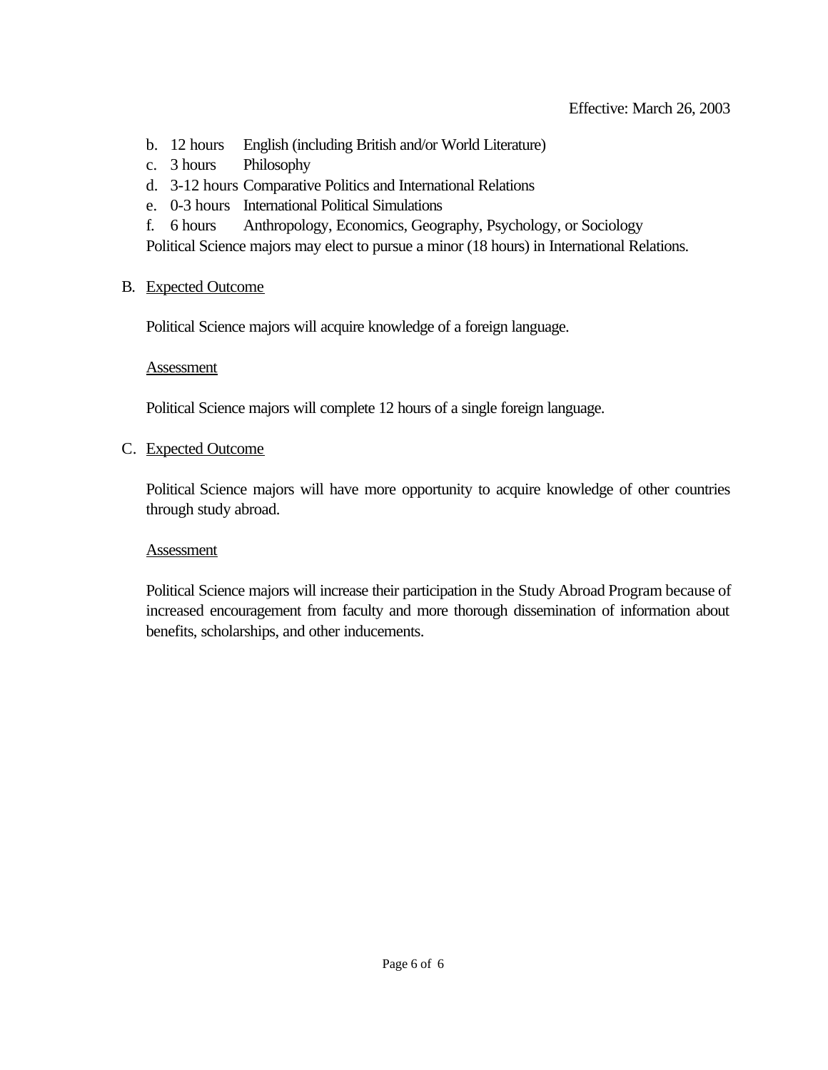Effective: March 26, 2003

b. 12 hours English (including British and/or World Literature)
c. 3 hours Philosophy
d. 3-12 hours Comparative Politics and International Relations
e. 0-3 hours International Political Simulations
f. 6 hours Anthropology, Economics, Geography, Psychology, or Sociology

Political Science majors may elect to pursue a minor (18 hours) in International Relations.

B. <u>Expected Outcome</u>

Political Science majors will acquire knowledge of a foreign language.

<u>Assessment</u>

Political Science majors will complete 12 hours of a single foreign language.

C. <u>Expected Outcome</u>

Political Science majors will have more opportunity to acquire knowledge of other countries through study abroad.

<u>Assessment</u>

Political Science majors will increase their participation in the Study Abroad Program because of increased encouragement from faculty and more thorough dissemination of information about benefits, scholarships, and other inducements.